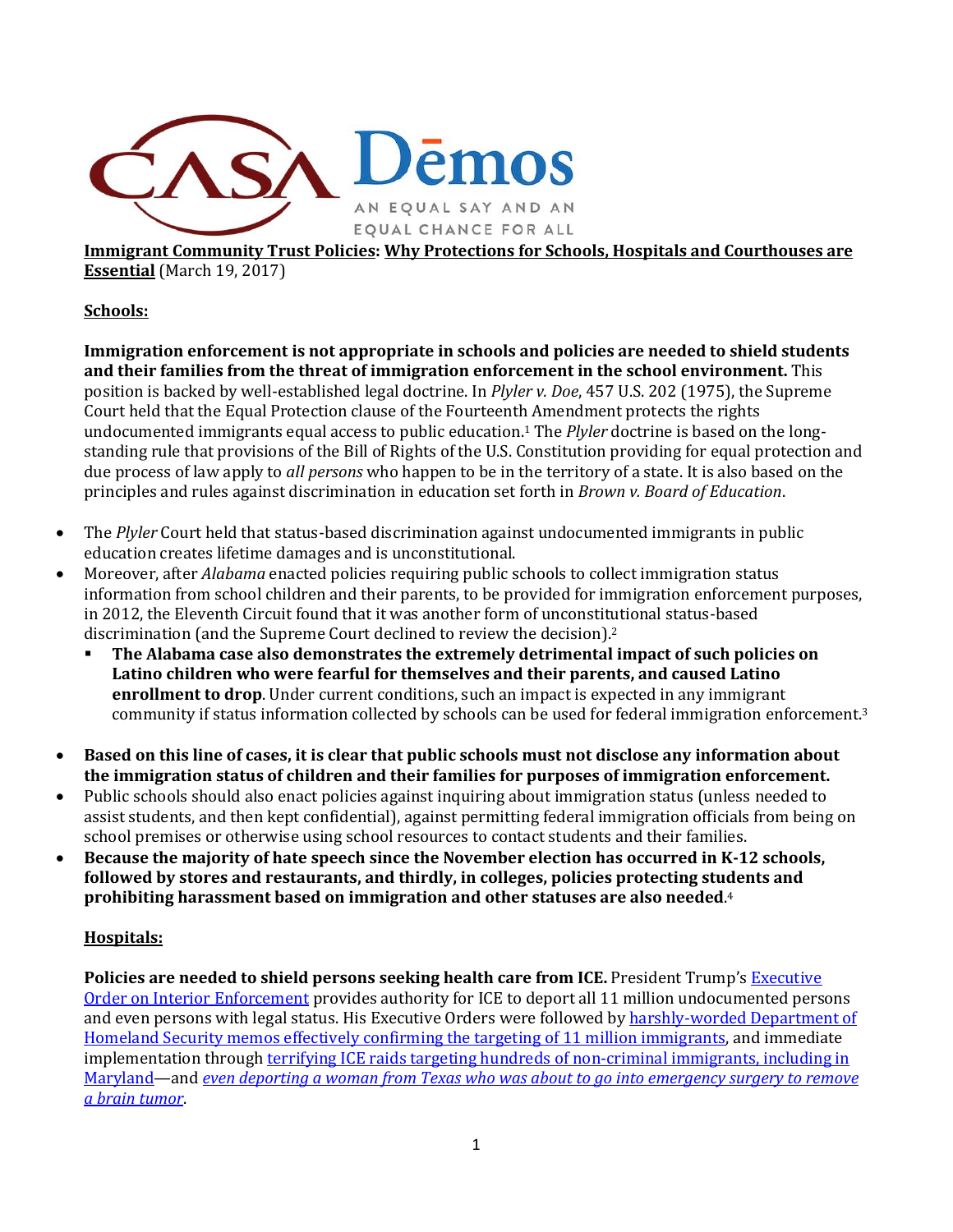CASA Dēmos
AN EQUAL SAY AND AN EQUAL CHANCE FOR ALL

**Immigrant Community Trust Policies: Why Protections for Schools, Hospitals and Courthouses are Essential** (March 19, 2017)

## Schools:

**Immigration enforcement is not appropriate in schools and policies are needed to shield students and their families from the threat of immigration enforcement in the school environment.** This position is backed by well-established legal doctrine. In *Plyler v. Doe*, 457 U.S. 202 (1975), the Supreme Court held that the Equal Protection clause of the Fourteenth Amendment protects the rights undocumented immigrants equal access to public education.[1] The *Plyler* doctrine is based on the long-standing rule that provisions of the Bill of Rights of the U.S. Constitution providing for equal protection and due process of law apply to *all persons* who happen to be in the territory of a state. It is also based on the principles and rules against discrimination in education set forth in *Brown v. Board of Education*.

- The *Plyler* Court held that status-based discrimination against undocumented immigrants in public education creates lifetime damages and is unconstitutional.
- Moreover, after *Alabama* enacted policies requiring public schools to collect immigration status information from school children and their parents, to be provided for immigration enforcement purposes, in 2012, the Eleventh Circuit found that it was another form of unconstitutional status-based discrimination (and the Supreme Court declined to review the decision).[2]
  - **The Alabama case also demonstrates the extremely detrimental impact of such policies on Latino children who were fearful for themselves and their parents, and caused Latino enrollment to drop**. Under current conditions, such an impact is expected in any immigrant community if status information collected by schools can be used for federal immigration enforcement.[3]
- **Based on this line of cases, it is clear that public schools must not disclose any information about the immigration status of children and their families for purposes of immigration enforcement.**
- Public schools should also enact policies against inquiring about immigration status (unless needed to assist students, and then kept confidential), against permitting federal immigration officials from being on school premises or otherwise using school resources to contact students and their families.
- **Because the majority of hate speech since the November election has occurred in K-12 schools, followed by stores and restaurants, and thirdly, in colleges, policies protecting students and prohibiting harassment based on immigration and other statuses are also needed**.[4]

## Hospitals:

**Policies are needed to shield persons seeking health care from ICE.** President Trump's Executive Order on Interior Enforcement provides authority for ICE to deport all 11 million undocumented persons and even persons with legal status. His Executive Orders were followed by harshly-worded Department of Homeland Security memos effectively confirming the targeting of 11 million immigrants, and immediate implementation through terrifying ICE raids targeting hundreds of non-criminal immigrants, including in Maryland—and *even deporting a woman from Texas who was about to go into emergency surgery to remove a brain tumor*.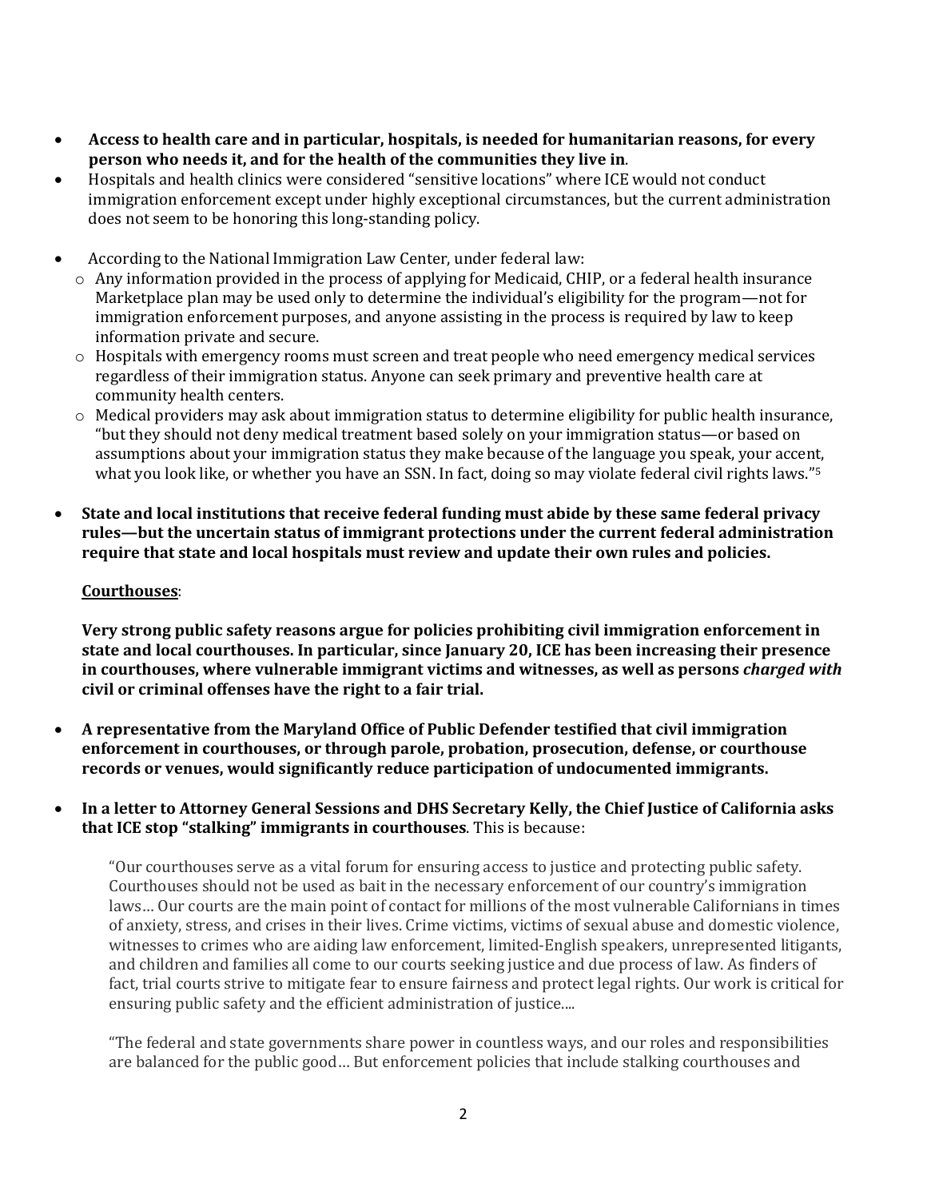- **Access to health care and in particular, hospitals, is needed for humanitarian reasons, for every person who needs it, and for the health of the communities they live in**.
- Hospitals and health clinics were considered "sensitive locations" where ICE would not conduct immigration enforcement except under highly exceptional circumstances, but the current administration does not seem to be honoring this long-standing policy.

- According to the National Immigration Law Center, under federal law:
  - Any information provided in the process of applying for Medicaid, CHIP, or a federal health insurance Marketplace plan may be used only to determine the individual's eligibility for the program—not for immigration enforcement purposes, and anyone assisting in the process is required by law to keep information private and secure.
  - Hospitals with emergency rooms must screen and treat people who need emergency medical services regardless of their immigration status. Anyone can seek primary and preventive health care at community health centers.
  - Medical providers may ask about immigration status to determine eligibility for public health insurance, "but they should not deny medical treatment based solely on your immigration status—or based on assumptions about your immigration status they make because of the language you speak, your accent, what you look like, or whether you have an SSN. In fact, doing so may violate federal civil rights laws."[5]

- **State and local institutions that receive federal funding must abide by these same federal privacy rules—but the uncertain status of immigrant protections under the current federal administration require that state and local hospitals must review and update their own rules and policies.**

**Courthouses**:

**Very strong public safety reasons argue for policies prohibiting civil immigration enforcement in state and local courthouses. In particular, since January 20, ICE has been increasing their presence in courthouses, where vulnerable immigrant victims and witnesses, as well as persons *charged with* civil or criminal offenses have the right to a fair trial.**

- **A representative from the Maryland Office of Public Defender testified that civil immigration enforcement in courthouses, or through parole, probation, prosecution, defense, or courthouse records or venues, would significantly reduce participation of undocumented immigrants.**

- **In a letter to Attorney General Sessions and DHS Secretary Kelly, the Chief Justice of California asks that ICE stop "stalking" immigrants in courthouses**. This is because:

  "Our courthouses serve as a vital forum for ensuring access to justice and protecting public safety. Courthouses should not be used as bait in the necessary enforcement of our country's immigration laws… Our courts are the main point of contact for millions of the most vulnerable Californians in times of anxiety, stress, and crises in their lives. Crime victims, victims of sexual abuse and domestic violence, witnesses to crimes who are aiding law enforcement, limited-English speakers, unrepresented litigants, and children and families all come to our courts seeking justice and due process of law. As finders of fact, trial courts strive to mitigate fear to ensure fairness and protect legal rights. Our work is critical for ensuring public safety and the efficient administration of justice....

  "The federal and state governments share power in countless ways, and our roles and responsibilities are balanced for the public good… But enforcement policies that include stalking courthouses and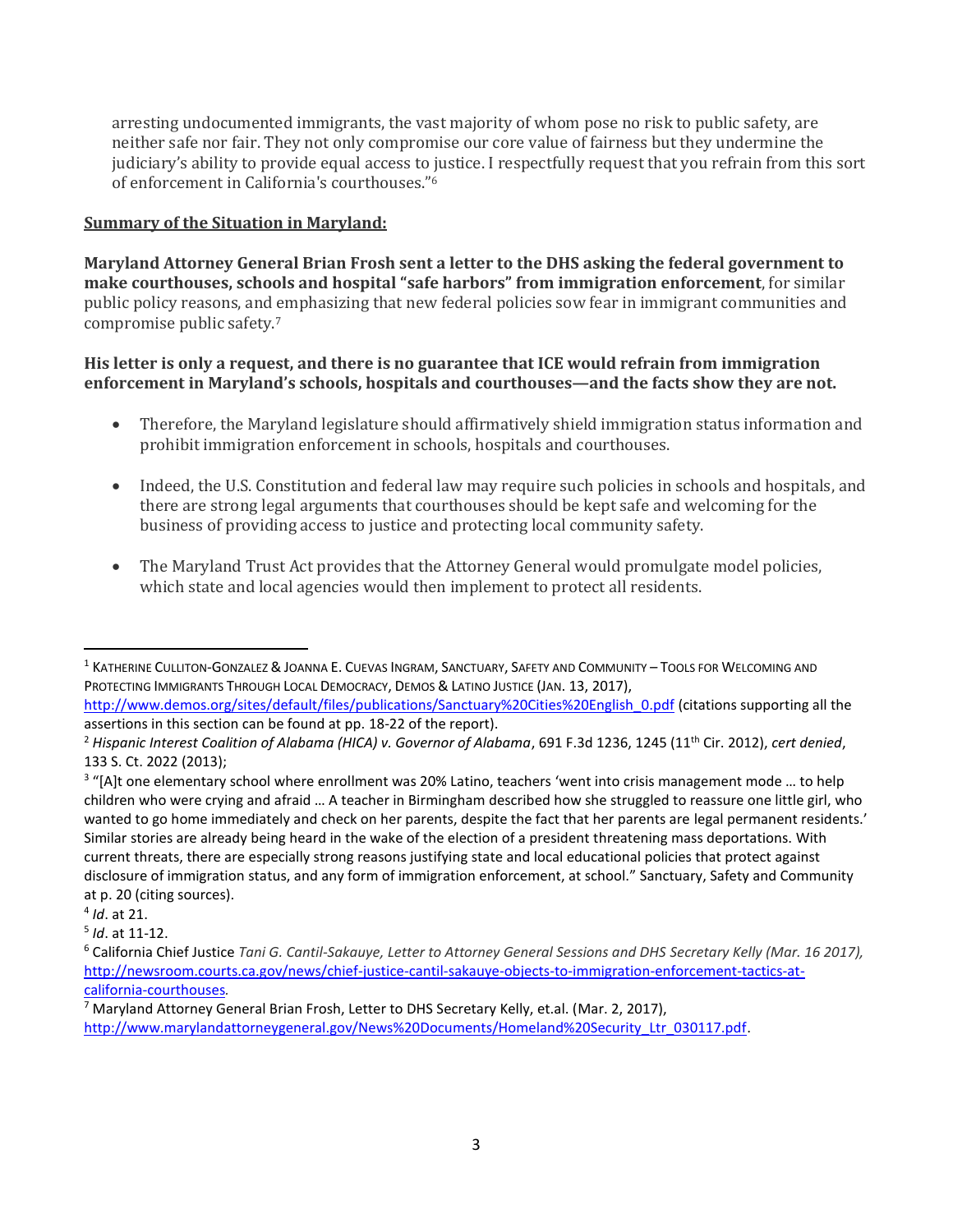arresting undocumented immigrants, the vast majority of whom pose no risk to public safety, are neither safe nor fair. They not only compromise our core value of fairness but they undermine the judiciary's ability to provide equal access to justice. I respectfully request that you refrain from this sort of enforcement in California's courthouses."[6]

**Summary of the Situation in Maryland:**

**Maryland Attorney General Brian Frosh sent a letter to the DHS asking the federal government to make courthouses, schools and hospital "safe harbors" from immigration enforcement**, for similar public policy reasons, and emphasizing that new federal policies sow fear in immigrant communities and compromise public safety.[7]

**His letter is only a request, and there is no guarantee that ICE would refrain from immigration enforcement in Maryland's schools, hospitals and courthouses—and the facts show they are not.**

- Therefore, the Maryland legislature should affirmatively shield immigration status information and prohibit immigration enforcement in schools, hospitals and courthouses.
- Indeed, the U.S. Constitution and federal law may require such policies in schools and hospitals, and there are strong legal arguments that courthouses should be kept safe and welcoming for the business of providing access to justice and protecting local community safety.
- The Maryland Trust Act provides that the Attorney General would promulgate model policies, which state and local agencies would then implement to protect all residents.

---

[1] Katherine Culliton-Gonzalez & Joanna E. Cuevas Ingram, Sanctuary, Safety and Community – Tools for Welcoming and Protecting Immigrants Through Local Democracy, Demos & Latino Justice (Jan. 13, 2017), http://www.demos.org/sites/default/files/publications/Sanctuary%20Cities%20English_0.pdf (citations supporting all the assertions in this section can be found at pp. 18-22 of the report).

[2] *Hispanic Interest Coalition of Alabama (HICA) v. Governor of Alabama*, 691 F.3d 1236, 1245 (11th Cir. 2012), *cert denied*, 133 S. Ct. 2022 (2013);

[3] "[A]t one elementary school where enrollment was 20% Latino, teachers 'went into crisis management mode … to help children who were crying and afraid … A teacher in Birmingham described how she struggled to reassure one little girl, who wanted to go home immediately and check on her parents, despite the fact that her parents are legal permanent residents.' Similar stories are already being heard in the wake of the election of a president threatening mass deportations. With current threats, there are especially strong reasons justifying state and local educational policies that protect against disclosure of immigration status, and any form of immigration enforcement, at school." Sanctuary, Safety and Community at p. 20 (citing sources).

[4] *Id*. at 21.

[5] *Id*. at 11-12.

[6] California Chief Justice *Tani G. Cantil-Sakauye, Letter to Attorney General Sessions and DHS Secretary Kelly (Mar. 16 2017),* http://newsroom.courts.ca.gov/news/chief-justice-cantil-sakauye-objects-to-immigration-enforcement-tactics-at-california-courthouses*.*

[7] Maryland Attorney General Brian Frosh, Letter to DHS Secretary Kelly, et.al. (Mar. 2, 2017), http://www.marylandattorneygeneral.gov/News%20Documents/Homeland%20Security_Ltr_030117.pdf.